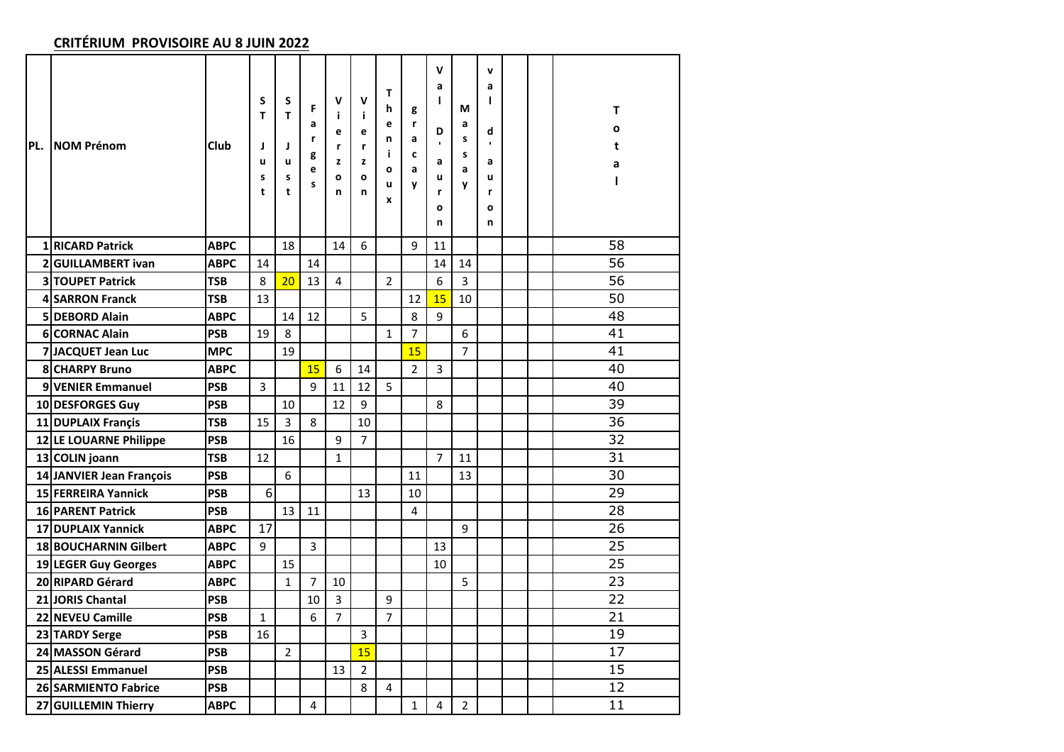## CRITÉRIUM PROVISOIRE AU 8 JUIN 2022

| PL. | NOM Prénom | Club | ST Just | ST Just | Farges | Vierzon | Vierzon | Thenioux | gracay | Val D'auron | Massay | val d'auron | | | Total |
|---|---|---|---|---|---|---|---|---|---|---|---|---|---|---|---|
| 1 | RICARD Patrick | ABPC | | 18 | | 14 | 6 | | 9 | 11 | | | | | 58 |
| 2 | GUILLAMBERT ivan | ABPC | 14 | | 14 | | | | | 14 | 14 | | | | 56 |
| 3 | TOUPET Patrick | TSB | 8 | 20 | 13 | 4 | | 2 | | 6 | 3 | | | | 56 |
| 4 | SARRON Franck | TSB | 13 | | | | | | 12 | 15 | 10 | | | | 50 |
| 5 | DEBORD Alain | ABPC | | 14 | 12 | | 5 | | 8 | 9 | | | | | 48 |
| 6 | CORNAC Alain | PSB | 19 | 8 | | | | 1 | 7 | | 6 | | | | 41 |
| 7 | JACQUET Jean Luc | MPC | | 19 | | | | | 15 | | 7 | | | | 41 |
| 8 | CHARPY Bruno | ABPC | | | 15 | 6 | 14 | | 2 | 3 | | | | | 40 |
| 9 | VENIER Emmanuel | PSB | 3 | | 9 | 11 | 12 | 5 | | | | | | | 40 |
| 10 | DESFORGES Guy | PSB | | 10 | | 12 | 9 | | | 8 | | | | | 39 |
| 11 | DUPLAIX Françis | TSB | 15 | 3 | 8 | | 10 | | | | | | | | 36 |
| 12 | LE LOUARNE Philippe | PSB | | 16 | | 9 | 7 | | | | | | | | 32 |
| 13 | COLIN joann | TSB | 12 | | | 1 | | | | 7 | 11 | | | | 31 |
| 14 | JANVIER Jean François | PSB | | 6 | | | | | 11 | | 13 | | | | 30 |
| 15 | FERREIRA Yannick | PSB | 6 | | | | 13 | | 10 | | | | | | 29 |
| 16 | PARENT Patrick | PSB | | 13 | 11 | | | | 4 | | | | | | 28 |
| 17 | DUPLAIX Yannick | ABPC | 17 | | | | | | | | 9 | | | | 26 |
| 18 | BOUCHARNIN Gilbert | ABPC | 9 | | 3 | | | | | 13 | | | | | 25 |
| 19 | LEGER Guy Georges | ABPC | | 15 | | | | | | 10 | | | | | 25 |
| 20 | RIPARD Gérard | ABPC | | 1 | 7 | 10 | | | | | 5 | | | | 23 |
| 21 | JORIS Chantal | PSB | | | 10 | 3 | | 9 | | | | | | | 22 |
| 22 | NEVEU Camille | PSB | 1 | | 6 | 7 | | 7 | | | | | | | 21 |
| 23 | TARDY Serge | PSB | 16 | | | | 3 | | | | | | | | 19 |
| 24 | MASSON Gérard | PSB | | 2 | | | 15 | | | | | | | | 17 |
| 25 | ALESSI Emmanuel | PSB | | | | 13 | 2 | | | | | | | | 15 |
| 26 | SARMIENTO Fabrice | PSB | | | | | 8 | 4 | | | | | | | 12 |
| 27 | GUILLEMIN Thierry | ABPC | | | 4 | | | | 1 | 4 | 2 | | | | 11 |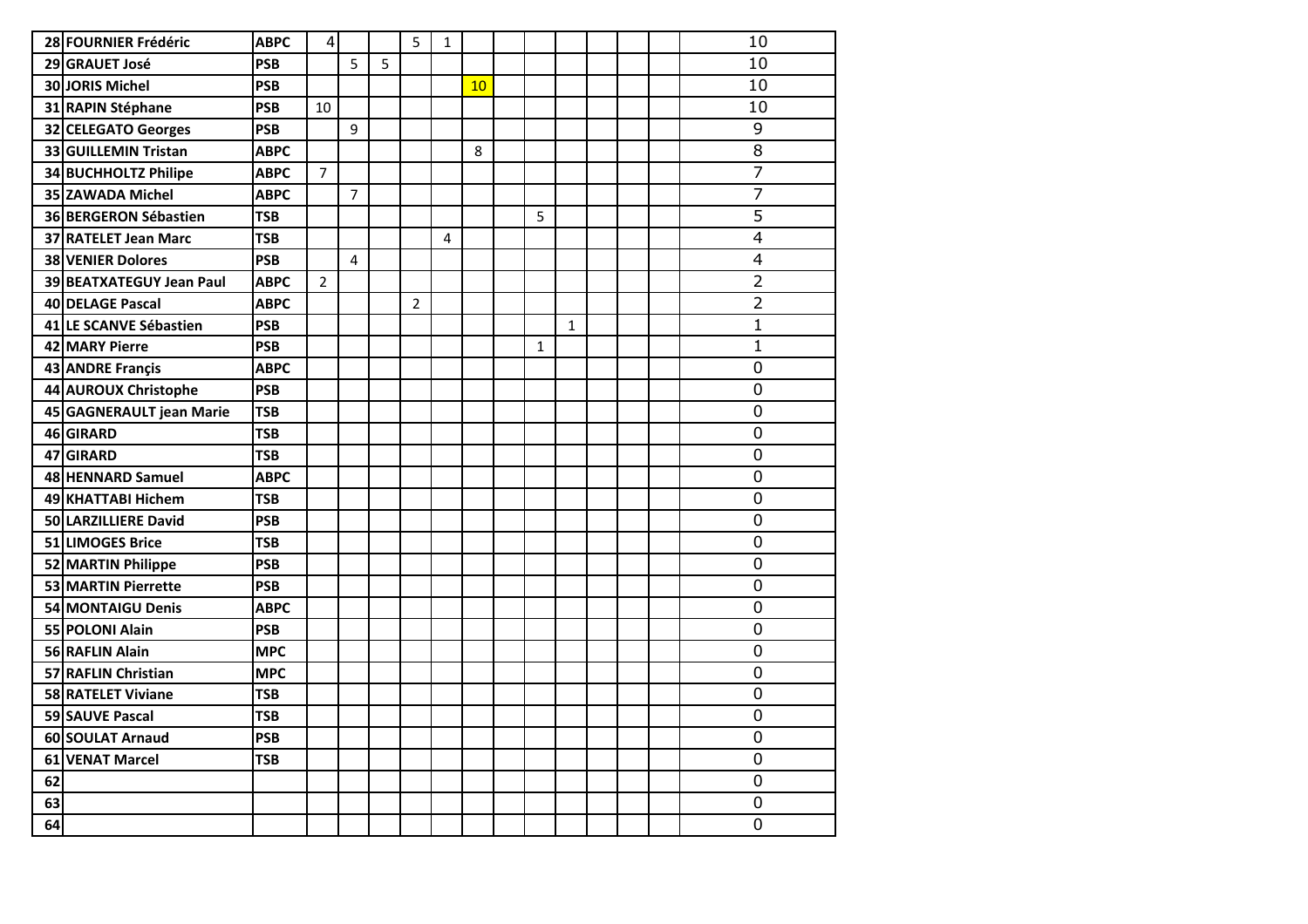| | | | | | | | | | | | | | | | |
|---|---|---|---|---|---|---|---|---|---|---|---|---|---|---|---|
| 28 | FOURNIER Frédéric | ABPC | 4 | | | 5 | 1 | | | | | | | | 10 |
| 29 | GRAUET José | PSB | | 5 | 5 | | | | | | | | | | 10 |
| 30 | JORIS Michel | PSB | | | | | | 10 | | | | | | | 10 |
| 31 | RAPIN Stéphane | PSB | 10 | | | | | | | | | | | | 10 |
| 32 | CELEGATO Georges | PSB | | 9 | | | | | | | | | | | 9 |
| 33 | GUILLEMIN Tristan | ABPC | | | | | | 8 | | | | | | | 8 |
| 34 | BUCHHOLTZ Philipe | ABPC | 7 | | | | | | | | | | | | 7 |
| 35 | ZAWADA Michel | ABPC | | 7 | | | | | | | | | | | 7 |
| 36 | BERGERON Sébastien | TSB | | | | | | | | 5 | | | | | 5 |
| 37 | RATELET Jean Marc | TSB | | | | | 4 | | | | | | | | 4 |
| 38 | VENIER Dolores | PSB | | 4 | | | | | | | | | | | 4 |
| 39 | BEATXATEGUY Jean Paul | ABPC | 2 | | | | | | | | | | | | 2 |
| 40 | DELAGE Pascal | ABPC | | | | 2 | | | | | | | | | 2 |
| 41 | LE SCANVE Sébastien | PSB | | | | | | | | | 1 | | | | 1 |
| 42 | MARY Pierre | PSB | | | | | | | | 1 | | | | | 1 |
| 43 | ANDRE Françis | ABPC | | | | | | | | | | | | | 0 |
| 44 | AUROUX Christophe | PSB | | | | | | | | | | | | | 0 |
| 45 | GAGNERAULT jean Marie | TSB | | | | | | | | | | | | | 0 |
| 46 | GIRARD | TSB | | | | | | | | | | | | | 0 |
| 47 | GIRARD | TSB | | | | | | | | | | | | | 0 |
| 48 | HENNARD Samuel | ABPC | | | | | | | | | | | | | 0 |
| 49 | KHATTABI Hichem | TSB | | | | | | | | | | | | | 0 |
| 50 | LARZILLIERE David | PSB | | | | | | | | | | | | | 0 |
| 51 | LIMOGES Brice | TSB | | | | | | | | | | | | | 0 |
| 52 | MARTIN Philippe | PSB | | | | | | | | | | | | | 0 |
| 53 | MARTIN Pierrette | PSB | | | | | | | | | | | | | 0 |
| 54 | MONTAIGU Denis | ABPC | | | | | | | | | | | | | 0 |
| 55 | POLONI Alain | PSB | | | | | | | | | | | | | 0 |
| 56 | RAFLIN Alain | MPC | | | | | | | | | | | | | 0 |
| 57 | RAFLIN Christian | MPC | | | | | | | | | | | | | 0 |
| 58 | RATELET Viviane | TSB | | | | | | | | | | | | | 0 |
| 59 | SAUVE Pascal | TSB | | | | | | | | | | | | | 0 |
| 60 | SOULAT Arnaud | PSB | | | | | | | | | | | | | 0 |
| 61 | VENAT Marcel | TSB | | | | | | | | | | | | | 0 |
| 62 | | | | | | | | | | | | | | | 0 |
| 63 | | | | | | | | | | | | | | | 0 |
| 64 | | | | | | | | | | | | | | | 0 |